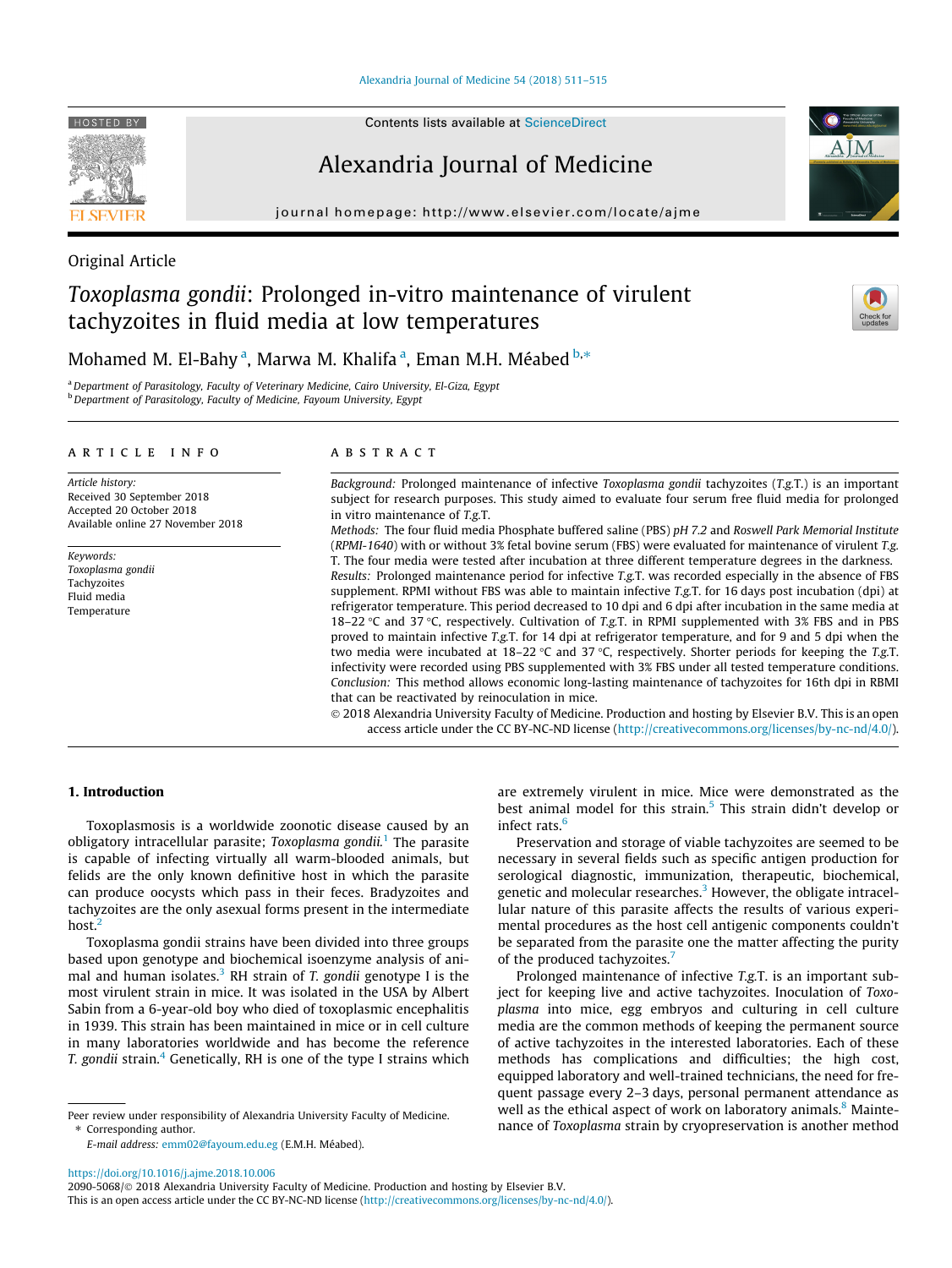Original Article

# *Toxoplasma gondii*: Prolonged in-vitro maintenance of virulent tachyzoites in fluid media at low temperatures

Mohamed M. El-Bahy [a], Marwa M. Khalifa [a], Eman M.H. Méabed [b,*]

[a] Department of Parasitology, Faculty of Veterinary Medicine, Cairo University, El-Giza, Egypt
[b] Department of Parasitology, Faculty of Medicine, Fayoum University, Egypt

**ARTICLE INFO**

*Article history:*
Received 30 September 2018
Accepted 20 October 2018
Available online 27 November 2018

*Keywords:*
*Toxoplasma gondii*
Tachyzoites
Fluid media
Temperature

**ABSTRACT**

*Background:* Prolonged maintenance of infective *Toxoplasma gondii* tachyzoites (*T.g.*T.) is an important subject for research purposes. This study aimed to evaluate four serum free fluid media for prolonged in vitro maintenance of *T.g.*T.

*Methods:* The four fluid media Phosphate buffered saline (PBS) *pH 7.2* and *Roswell Park Memorial Institute* (*RPMI-1640*) with or without 3% fetal bovine serum (FBS) were evaluated for maintenance of virulent *T.g.* T. The four media were tested after incubation at three different temperature degrees in the darkness.

*Results:* Prolonged maintenance period for infective *T.g.*T. was recorded especially in the absence of FBS supplement. RPMI without FBS was able to maintain infective *T.g.*T. for 16 days post incubation (dpi) at refrigerator temperature. This period decreased to 10 dpi and 6 dpi after incubation in the same media at 18–22 °C and 37 °C, respectively. Cultivation of *T.g.*T. in RPMI supplemented with 3% FBS and in PBS proved to maintain infective *T.g.*T. for 14 dpi at refrigerator temperature, and for 9 and 5 dpi when the two media were incubated at 18–22 °C and 37 °C, respectively. Shorter periods for keeping the *T.g.*T. infectivity were recorded using PBS supplemented with 3% FBS under all tested temperature conditions.

*Conclusion:* This method allows economic long-lasting maintenance of tachyzoites for 16th dpi in RBMI that can be reactivated by reinoculation in mice.

© 2018 Alexandria University Faculty of Medicine. Production and hosting by Elsevier B.V. This is an open access article under the CC BY-NC-ND license (http://creativecommons.org/licenses/by-nc-nd/4.0/).

## 1. Introduction

Toxoplasmosis is a worldwide zoonotic disease caused by an obligatory intracellular parasite; *Toxoplasma gondii*.[1] The parasite is capable of infecting virtually all warm-blooded animals, but felids are the only definitive host in which the parasite can produce oocysts which pass in their feces. Bradyzoites and tachyzoites are the only asexual forms present in the intermediate host.[2]

Toxoplasma gondii strains have been divided into three groups based upon genotype and biochemical isoenzyme analysis of animal and human isolates.[3] RH strain of *T. gondii* genotype I is the most virulent strain in mice. It was isolated in the USA by Albert Sabin from a 6-year-old boy who died of toxoplasmic encephalitis in 1939. This strain has been maintained in mice or in cell culture in many laboratories worldwide and has become the reference *T. gondii* strain.[4] Genetically, RH is one of the type I strains which are extremely virulent in mice. Mice were demonstrated as the best animal model for this strain.[5] This strain didn't develop or infect rats.[6]

Preservation and storage of viable tachyzoites are seemed to be necessary in several fields such as specific antigen production for serological diagnostic, immunization, therapeutic, biochemical, genetic and molecular researches.[3] However, the obligate intracellular nature of this parasite affects the results of various experimental procedures as the host cell antigenic components couldn't be separated from the parasite one the matter affecting the purity of the produced tachyzoites.[7]

Prolonged maintenance of infective *T.g.*T. is an important subject for keeping live and active tachyzoites. Inoculation of *Toxoplasma* into mice, egg embryos and culturing in cell culture media are the common methods of keeping the permanent source of active tachyzoites in the interested laboratories. Each of these methods has complications and difficulties; the high cost, equipped laboratory and well-trained technicians, the need for frequent passage every 2–3 days, personal permanent attendance as well as the ethical aspect of work on laboratory animals.[8] Maintenance of *Toxoplasma* strain by cryopreservation is another method

Peer review under responsibility of Alexandria University Faculty of Medicine.
* Corresponding author.
E-mail address: emm02@fayoum.edu.eg (E.M.H. Méabed).

https://doi.org/10.1016/j.ajme.2018.10.006
2090-5068/© 2018 Alexandria University Faculty of Medicine. Production and hosting by Elsevier B.V.
This is an open access article under the CC BY-NC-ND license (http://creativecommons.org/licenses/by-nc-nd/4.0/).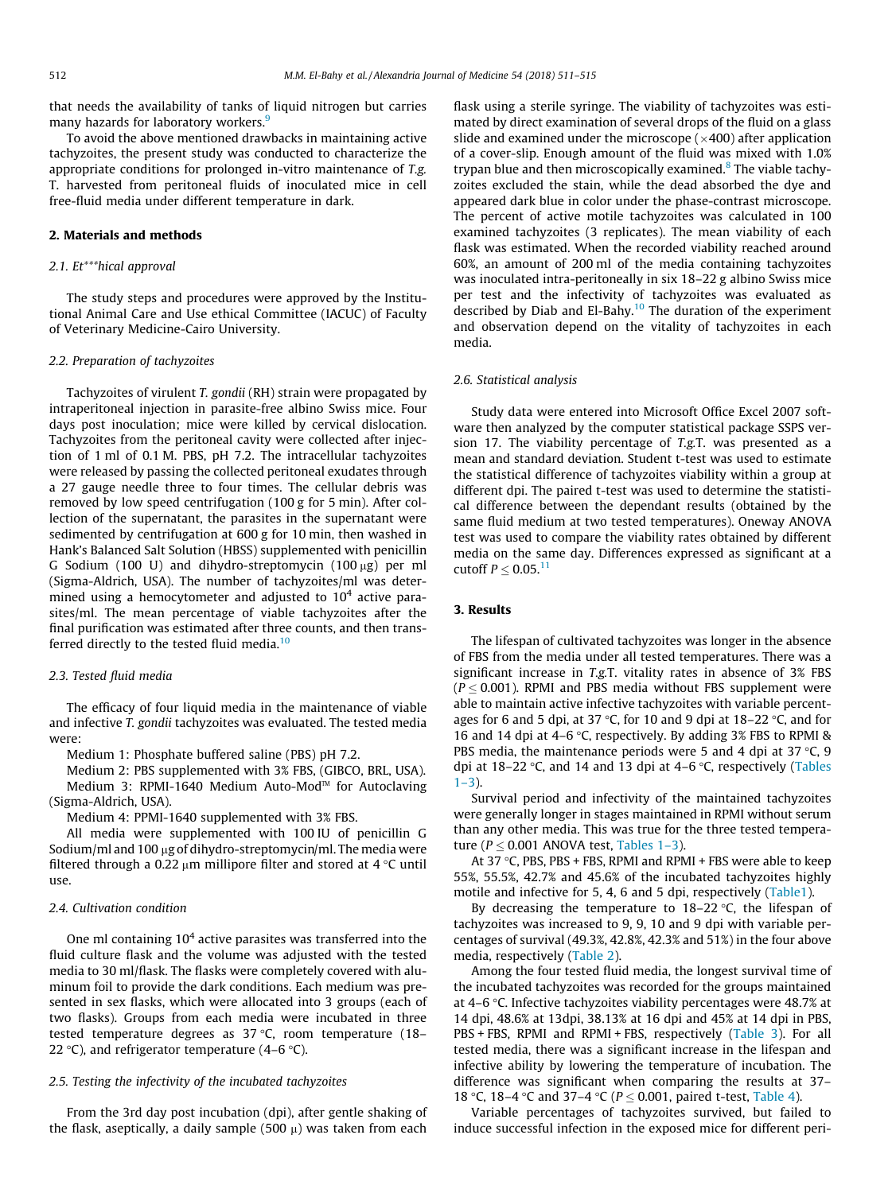that needs the availability of tanks of liquid nitrogen but carries many hazards for laboratory workers.[9]

To avoid the above mentioned drawbacks in maintaining active tachyzoites, the present study was conducted to characterize the appropriate conditions for prolonged in-vitro maintenance of *T.g.* T. harvested from peritoneal fluids of inoculated mice in cell free-fluid media under different temperature in dark.

## 2. Materials and methods

### 2.1. Et***hical approval

The study steps and procedures were approved by the Institutional Animal Care and Use ethical Committee (IACUC) of Faculty of Veterinary Medicine-Cairo University.

### 2.2. Preparation of tachyzoites

Tachyzoites of virulent *T. gondii* (RH) strain were propagated by intraperitoneal injection in parasite-free albino Swiss mice. Four days post inoculation; mice were killed by cervical dislocation. Tachyzoites from the peritoneal cavity were collected after injection of 1 ml of 0.1 M. PBS, pH 7.2. The intracellular tachyzoites were released by passing the collected peritoneal exudates through a 27 gauge needle three to four times. The cellular debris was removed by low speed centrifugation (100 g for 5 min). After collection of the supernatant, the parasites in the supernatant were sedimented by centrifugation at 600 g for 10 min, then washed in Hank's Balanced Salt Solution (HBSS) supplemented with penicillin G Sodium (100 U) and dihydro-streptomycin (100 µg) per ml (Sigma-Aldrich, USA). The number of tachyzoites/ml was determined using a hemocytometer and adjusted to $10^4$ active parasites/ml. The mean percentage of viable tachyzoites after the final purification was estimated after three counts, and then transferred directly to the tested fluid media.[10]

### 2.3. Tested fluid media

The efficacy of four liquid media in the maintenance of viable and infective *T. gondii* tachyzoites was evaluated. The tested media were:

Medium 1: Phosphate buffered saline (PBS) pH 7.2.
Medium 2: PBS supplemented with 3% FBS, (GIBCO, BRL, USA).
Medium 3: RPMI-1640 Medium Auto-Mod™ for Autoclaving (Sigma-Aldrich, USA).
Medium 4: PPMI-1640 supplemented with 3% FBS.

All media were supplemented with 100 IU of penicillin G Sodium/ml and 100 µg of dihydro-streptomycin/ml. The media were filtered through a 0.22 µm millipore filter and stored at 4 °C until use.

### 2.4. Cultivation condition

One ml containing $10^4$ active parasites was transferred into the fluid culture flask and the volume was adjusted with the tested media to 30 ml/flask. The flasks were completely covered with aluminum foil to provide the dark conditions. Each medium was presented in sex flasks, which were allocated into 3 groups (each of two flasks). Groups from each media were incubated in three tested temperature degrees as 37 °C, room temperature (18–22 °C), and refrigerator temperature (4–6 °C).

### 2.5. Testing the infectivity of the incubated tachyzoites

From the 3rd day post incubation (dpi), after gentle shaking of the flask, aseptically, a daily sample (500 µ) was taken from each flask using a sterile syringe. The viability of tachyzoites was estimated by direct examination of several drops of the fluid on a glass slide and examined under the microscope (×400) after application of a cover-slip. Enough amount of the fluid was mixed with 1.0% trypan blue and then microscopically examined.[8] The viable tachyzoites excluded the stain, while the dead absorbed the dye and appeared dark blue in color under the phase-contrast microscope. The percent of active motile tachyzoites was calculated in 100 examined tachyzoites (3 replicates). The mean viability of each flask was estimated. When the recorded viability reached around 60%, an amount of 200 ml of the media containing tachyzoites was inoculated intra-peritoneally in six 18–22 g albino Swiss mice per test and the infectivity of tachyzoites was evaluated as described by Diab and El-Bahy.[10] The duration of the experiment and observation depend on the vitality of tachyzoites in each media.

### 2.6. Statistical analysis

Study data were entered into Microsoft Office Excel 2007 software then analyzed by the computer statistical package SSPS version 17. The viability percentage of *T.g.*T. was presented as a mean and standard deviation. Student t-test was used to estimate the statistical difference of tachyzoites viability within a group at different dpi. The paired t-test was used to determine the statistical difference between the dependant results (obtained by the same fluid medium at two tested temperatures). Oneway ANOVA test was used to compare the viability rates obtained by different media on the same day. Differences expressed as significant at a cutoff $P \leq 0.05$.[11]

## 3. Results

The lifespan of cultivated tachyzoites was longer in the absence of FBS from the media under all tested temperatures. There was a significant increase in *T.g.*T. vitality rates in absence of 3% FBS ($P \leq 0.001$). RPMI and PBS media without FBS supplement were able to maintain active infective tachyzoites with variable percentages for 6 and 5 dpi, at 37 °C, for 10 and 9 dpi at 18–22 °C, and for 16 and 14 dpi at 4–6 °C, respectively. By adding 3% FBS to RPMI & PBS media, the maintenance periods were 5 and 4 dpi at 37 °C, 9 dpi at 18–22 °C, and 14 and 13 dpi at 4–6 °C, respectively (Tables 1–3).

Survival period and infectivity of the maintained tachyzoites were generally longer in stages maintained in RPMI without serum than any other media. This was true for the three tested temperature ($P \leq 0.001$ ANOVA test, Tables 1–3).

At 37 °C, PBS, PBS + FBS, RPMI and RPMI + FBS were able to keep 55%, 55.5%, 42.7% and 45.6% of the incubated tachyzoites highly motile and infective for 5, 4, 6 and 5 dpi, respectively (Table1).

By decreasing the temperature to 18–22 °C, the lifespan of tachyzoites was increased to 9, 9, 10 and 9 dpi with variable percentages of survival (49.3%, 42.8%, 42.3% and 51%) in the four above media, respectively (Table 2).

Among the four tested fluid media, the longest survival time of the incubated tachyzoites was recorded for the groups maintained at 4–6 °C. Infective tachyzoites viability percentages were 48.7% at 14 dpi, 48.6% at 13dpi, 38.13% at 16 dpi and 45% at 14 dpi in PBS, PBS + FBS, RPMI and RPMI + FBS, respectively (Table 3). For all tested media, there was a significant increase in the lifespan and infective ability by lowering the temperature of incubation. The difference was significant when comparing the results at 37–18 °C, 18–4 °C and 37–4 °C ($P \leq 0.001$, paired t-test, Table 4).

Variable percentages of tachyzoites survived, but failed to induce successful infection in the exposed mice for different peri-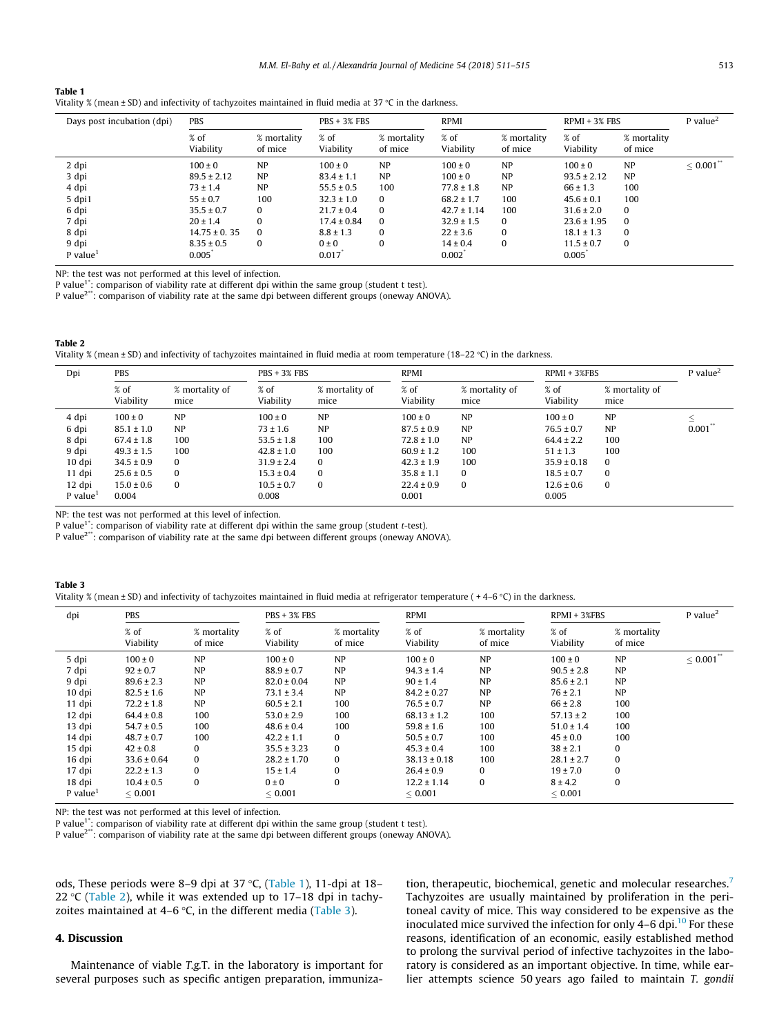**Table 1**
Vitality % (mean ± SD) and infectivity of tachyzoites maintained in fluid media at 37 °C in the darkness.

| Days post incubation (dpi) | PBS | | PBS + 3% FBS | | RPMI | | RPMI + 3% FBS | | P value[2] |
|---|---|---|---|---|---|---|---|---|---|
| | % of Viability | % mortality of mice | % of Viability | % mortality of mice | % of Viability | % mortality of mice | % of Viability | % mortality of mice | |
| 2 dpi | 100 ± 0 | NP | 100 ± 0 | NP | 100 ± 0 | NP | 100 ± 0 | NP | ≤ 0.001** |
| 3 dpi | 89.5 ± 2.12 | NP | 83.4 ± 1.1 | NP | 100 ± 0 | NP | 93.5 ± 2.12 | NP | |
| 4 dpi | 73 ± 1.4 | NP | 55.5 ± 0.5 | 100 | 77.8 ± 1.8 | NP | 66 ± 1.3 | 100 | |
| 5 dpi1 | 55 ± 0.7 | 100 | 32.3 ± 1.0 | 0 | 68.2 ± 1.7 | 100 | 45.6 ± 0.1 | 100 | |
| 6 dpi | 35.5 ± 0.7 | 0 | 21.7 ± 0.4 | 0 | 42.7 ± 1.14 | 100 | 31.6 ± 2.0 | 0 | |
| 7 dpi | 20 ± 1.4 | 0 | 17.4 ± 0.84 | 0 | 32.9 ± 1.5 | 0 | 23.6 ± 1.95 | 0 | |
| 8 dpi | 14.75 ± 0. 35 | 0 | 8.8 ± 1.3 | 0 | 22 ± 3.6 | 0 | 18.1 ± 1.3 | 0 | |
| 9 dpi | 8.35 ± 0.5 | 0 | 0 ± 0 | 0 | 14 ± 0.4 | 0 | 11.5 ± 0.7 | 0 | |
| P value[1] | 0.005* | | 0.017* | | 0.002* | | 0.005* | | |

NP: the test was not performed at this level of infection.
P value[1*]: comparison of viability rate at different dpi within the same group (student t test).
P value[2**]: comparison of viability rate at the same dpi between different groups (oneway ANOVA).

**Table 2**
Vitality % (mean ± SD) and infectivity of tachyzoites maintained in fluid media at room temperature (18–22 °C) in the darkness.

| Dpi | PBS | | PBS + 3% FBS | | RPMI | | RPMI + 3%FBS | | P value[2] |
|---|---|---|---|---|---|---|---|---|---|
| | % of Viability | % mortality of mice | % of Viability | % mortality of mice | % of Viability | % mortality of mice | % of Viability | % mortality of mice | |
| 4 dpi | 100 ± 0 | NP | 100 ± 0 | NP | 100 ± 0 | NP | 100 ± 0 | NP | ≤ 0.001** |
| 6 dpi | 85.1 ± 1.0 | NP | 73 ± 1.6 | NP | 87.5 ± 0.9 | NP | 76.5 ± 0.7 | NP | |
| 8 dpi | 67.4 ± 1.8 | 100 | 53.5 ± 1.8 | 100 | 72.8 ± 1.0 | NP | 64.4 ± 2.2 | 100 | |
| 9 dpi | 49.3 ± 1.5 | 100 | 42.8 ± 1.0 | 100 | 60.9 ± 1.2 | 100 | 51 ± 1.3 | 100 | |
| 10 dpi | 34.5 ± 0.9 | 0 | 31.9 ± 2.4 | 0 | 42.3 ± 1.9 | 100 | 35.9 ± 0.18 | 0 | |
| 11 dpi | 25.6 ± 0.5 | 0 | 15.3 ± 0.4 | 0 | 35.8 ± 1.1 | 0 | 18.5 ± 0.7 | 0 | |
| 12 dpi | 15.0 ± 0.6 | 0 | 10.5 ± 0.7 | 0 | 22.4 ± 0.9 | 0 | 12.6 ± 0.6 | 0 | |
| P value[1] | 0.004 | | 0.008 | | 0.001 | | 0.005 | | |

NP: the test was not performed at this level of infection.
P value[1*]: comparison of viability rate at different dpi within the same group (student *t*-test).
P value[2**]: comparison of viability rate at the same dpi between different groups (oneway ANOVA).

**Table 3**
Vitality % (mean ± SD) and infectivity of tachyzoites maintained in fluid media at refrigerator temperature ( + 4–6 °C) in the darkness.

| dpi | PBS | | PBS + 3% FBS | | RPMI | | RPMI + 3%FBS | | P value[2] |
|---|---|---|---|---|---|---|---|---|---|
| | % of Viability | % mortality of mice | % of Viability | % mortality of mice | % of Viability | % mortality of mice | % of Viability | % mortality of mice | |
| 5 dpi | 100 ± 0 | NP | 100 ± 0 | NP | 100 ± 0 | NP | 100 ± 0 | NP | ≤ 0.001** |
| 7 dpi | 92 ± 0.7 | NP | 88.9 ± 0.7 | NP | 94.3 ± 1.4 | NP | 90.5 ± 2.8 | NP | |
| 9 dpi | 89.6 ± 2.3 | NP | 82.0 ± 0.04 | NP | 90 ± 1.4 | NP | 85.6 ± 2.1 | NP | |
| 10 dpi | 82.5 ± 1.6 | NP | 73.1 ± 3.4 | NP | 84.2 ± 0.27 | NP | 76 ± 2.1 | NP | |
| 11 dpi | 72.2 ± 1.8 | NP | 60.5 ± 2.1 | 100 | 76.5 ± 0.7 | NP | 66 ± 2.8 | 100 | |
| 12 dpi | 64.4 ± 0.8 | 100 | 53.0 ± 2.9 | 100 | 68.13 ± 1.2 | 100 | 57.13 ± 2 | 100 | |
| 13 dpi | 54.7 ± 0.5 | 100 | 48.6 ± 0.4 | 100 | 59.8 ± 1.6 | 100 | 51.0 ± 1.4 | 100 | |
| 14 dpi | 48.7 ± 0.7 | 100 | 42.2 ± 1.1 | 0 | 50.5 ± 0.7 | 100 | 45 ± 0.0 | 100 | |
| 15 dpi | 42 ± 0.8 | 0 | 35.5 ± 3.23 | 0 | 45.3 ± 0.4 | 100 | 38 ± 2.1 | 0 | |
| 16 dpi | 33.6 ± 0.64 | 0 | 28.2 ± 1.70 | 0 | 38.13 ± 0.18 | 100 | 28.1 ± 2.7 | 0 | |
| 17 dpi | 22.2 ± 1.3 | 0 | 15 ± 1.4 | 0 | 26.4 ± 0.9 | 0 | 19 ± 7.0 | 0 | |
| 18 dpi | 10.4 ± 0.5 | 0 | 0 ± 0 | 0 | 12.2 ± 1.14 | 0 | 8 ± 4.2 | 0 | |
| P value[1] | ≤ 0.001 | | ≤ 0.001 | | ≤ 0.001 | | ≤ 0.001 | | |

NP: the test was not performed at this level of infection.
P value[1*]: comparison of viability rate at different dpi within the same group (student t test).
P value[2**]: comparison of viability rate at the same dpi between different groups (oneway ANOVA).

ods, These periods were 8–9 dpi at 37 °C, (Table 1), 11-dpi at 18–22 °C (Table 2), while it was extended up to 17–18 dpi in tachyzoites maintained at 4–6 °C, in the different media (Table 3).

## 4. Discussion

Maintenance of viable *T.g.*T. in the laboratory is important for several purposes such as specific antigen preparation, immunization, therapeutic, biochemical, genetic and molecular researches.[7] Tachyzoites are usually maintained by proliferation in the peritoneal cavity of mice. This way considered to be expensive as the inoculated mice survived the infection for only 4–6 dpi.[10] For these reasons, identification of an economic, easily established method to prolong the survival period of infective tachyzoites in the laboratory is considered as an important objective. In time, while earlier attempts science 50 years ago failed to maintain *T. gondii*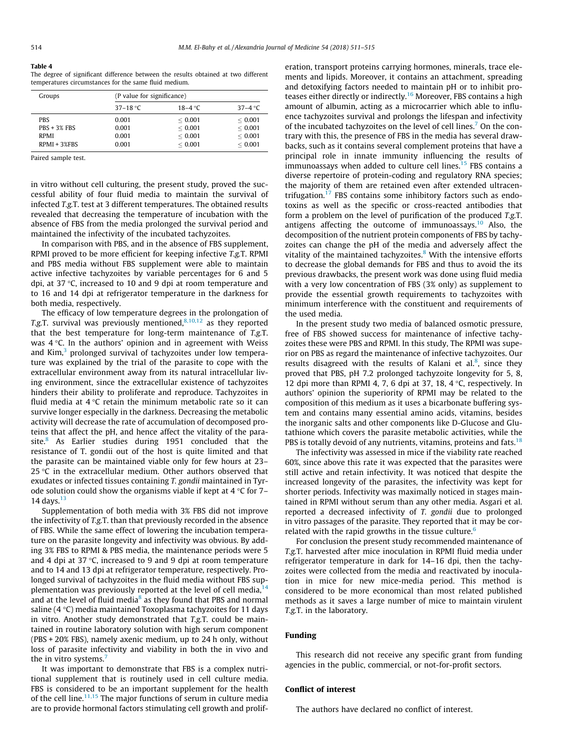**Table 4**
The degree of significant difference between the results obtained at two different temperatures circumstances for the same fluid medium.

| Groups | (P value for significance) | | |
|---|---|---|---|
| | 37–18 °C | 18–4 °C | 37–4 °C |
| PBS | 0.001 | ≤ 0.001 | ≤ 0.001 |
| PBS + 3% FBS | 0.001 | ≤ 0.001 | ≤ 0.001 |
| RPMI | 0.001 | ≤ 0.001 | ≤ 0.001 |
| RPMI + 3%FBS | 0.001 | ≤ 0.001 | ≤ 0.001 |

Paired sample test.

in vitro without cell culturing, the present study, proved the successful ability of four fluid media to maintain the survival of infected *T.g.*T. test at 3 different temperatures. The obtained results revealed that decreasing the temperature of incubation with the absence of FBS from the media prolonged the survival period and maintained the infectivity of the incubated tachyzoites.

In comparison with PBS, and in the absence of FBS supplement, RPMI proved to be more efficient for keeping infective *T.g.*T. RPMI and PBS media without FBS supplement were able to maintain active infective tachyzoites by variable percentages for 6 and 5 dpi, at 37 °C, increased to 10 and 9 dpi at room temperature and to 16 and 14 dpi at refrigerator temperature in the darkness for both media, respectively.

The efficacy of low temperature degrees in the prolongation of *T.g.*T. survival was previously mentioned,[8,10,12] as they reported that the best temperature for long-term maintenance of *T.g.*T. was 4 °C. In the authors' opinion and in agreement with Weiss and Kim,[3] prolonged survival of tachyzoites under low temperature was explained by the trial of the parasite to cope with the extracellular environment away from its natural intracellular living environment, since the extracellular existence of tachyzoites hinders their ability to proliferate and reproduce. Tachyzoites in fluid media at 4 °C retain the minimum metabolic rate so it can survive longer especially in the darkness. Decreasing the metabolic activity will decrease the rate of accumulation of decomposed proteins that affect the pH, and hence affect the vitality of the parasite.[8] As Earlier studies during 1951 concluded that the resistance of T. gondii out of the host is quite limited and that the parasite can be maintained viable only for few hours at 23–25 °C in the extracellular medium. Other authors observed that exudates or infected tissues containing *T. gondii* maintained in Tyrode solution could show the organisms viable if kept at 4 °C for 7–14 days.[13]

Supplementation of both media with 3% FBS did not improve the infectivity of *T.g.*T. than that previously recorded in the absence of FBS. While the same effect of lowering the incubation temperature on the parasite longevity and infectivity was obvious. By adding 3% FBS to RPMI & PBS media, the maintenance periods were 5 and 4 dpi at 37 °C, increased to 9 and 9 dpi at room temperature and to 14 and 13 dpi at refrigerator temperature, respectively. Prolonged survival of tachyzoites in the fluid media without FBS supplementation was previously reported at the level of cell media,[14] and at the level of fluid media[8] as they found that PBS and normal saline (4 °C) media maintained Toxoplasma tachyzoites for 11 days in vitro. Another study demonstrated that *T.g.*T. could be maintained in routine laboratory solution with high serum component (PBS + 20% FBS), namely axenic medium, up to 24 h only, without loss of parasite infectivity and viability in both the in vivo and the in vitro systems.[7]

It was important to demonstrate that FBS is a complex nutritional supplement that is routinely used in cell culture media. FBS is considered to be an important supplement for the health of the cell line.[11,15] The major functions of serum in culture media are to provide hormonal factors stimulating cell growth and proliferation, transport proteins carrying hormones, minerals, trace elements and lipids. Moreover, it contains an attachment, spreading and detoxifying factors needed to maintain pH or to inhibit proteases either directly or indirectly.[16] Moreover, FBS contains a high amount of albumin, acting as a microcarrier which able to influence tachyzoites survival and prolongs the lifespan and infectivity of the incubated tachyzoites on the level of cell lines.[7] On the contrary with this, the presence of FBS in the media has several drawbacks, such as it contains several complement proteins that have a principal role in innate immunity influencing the results of immunoassays when added to culture cell lines.[15] FBS contains a diverse repertoire of protein-coding and regulatory RNA species; the majority of them are retained even after extended ultracentrifugation.[17] FBS contains some inhibitory factors such as endotoxins as well as the specific or cross-reacted antibodies that form a problem on the level of purification of the produced *T.g.*T. antigens affecting the outcome of immunoassays.[10] Also, the decomposition of the nutrient protein components of FBS by tachyzoites can change the pH of the media and adversely affect the vitality of the maintained tachyzoites.[8] With the intensive efforts to decrease the global demands for FBS and thus to avoid the its previous drawbacks, the present work was done using fluid media with a very low concentration of FBS (3% only) as supplement to provide the essential growth requirements to tachyzoites with minimum interference with the constituent and requirements of the used media.

In the present study two media of balanced osmotic pressure, free of FBS showed success for maintenance of infective tachyzoites these were PBS and RPMI. In this study, The RPMI was superior on PBS as regard the maintenance of infective tachyzoites. Our results disagreed with the results of Kalani et al.[8], since they proved that PBS, pH 7.2 prolonged tachyzoite longevity for 5, 8, 12 dpi more than RPMI 4, 7, 6 dpi at 37, 18, 4 °C, respectively. In authors' opinion the superiority of RPMI may be related to the composition of this medium as it uses a bicarbonate buffering system and contains many essential amino acids, vitamins, besides the inorganic salts and other components like D-Glucose and Glutathione which covers the parasite metabolic activities, while the PBS is totally devoid of any nutrients, vitamins, proteins and fats.[18]

The infectivity was assessed in mice if the viability rate reached 60%, since above this rate it was expected that the parasites were still active and retain infectivity. It was noticed that despite the increased longevity of the parasites, the infectivity was kept for shorter periods. Infectivity was maximally noticed in stages maintained in RPMI without serum than any other media. Asgari et al. reported a decreased infectivity of *T. gondii* due to prolonged in vitro passages of the parasite. They reported that it may be correlated with the rapid growths in the tissue culture.[6]

For conclusion the present study recommended maintenance of *T.g.*T. harvested after mice inoculation in RPMI fluid media under refrigerator temperature in dark for 14–16 dpi, then the tachyzoites were collected from the media and reactivated by inoculation in mice for new mice-media period. This method is considered to be more economical than most related published methods as it saves a large number of mice to maintain virulent *T.g.*T. in the laboratory.

## Funding

This research did not receive any specific grant from funding agencies in the public, commercial, or not-for-profit sectors.

## Conflict of interest

The authors have declared no conflict of interest.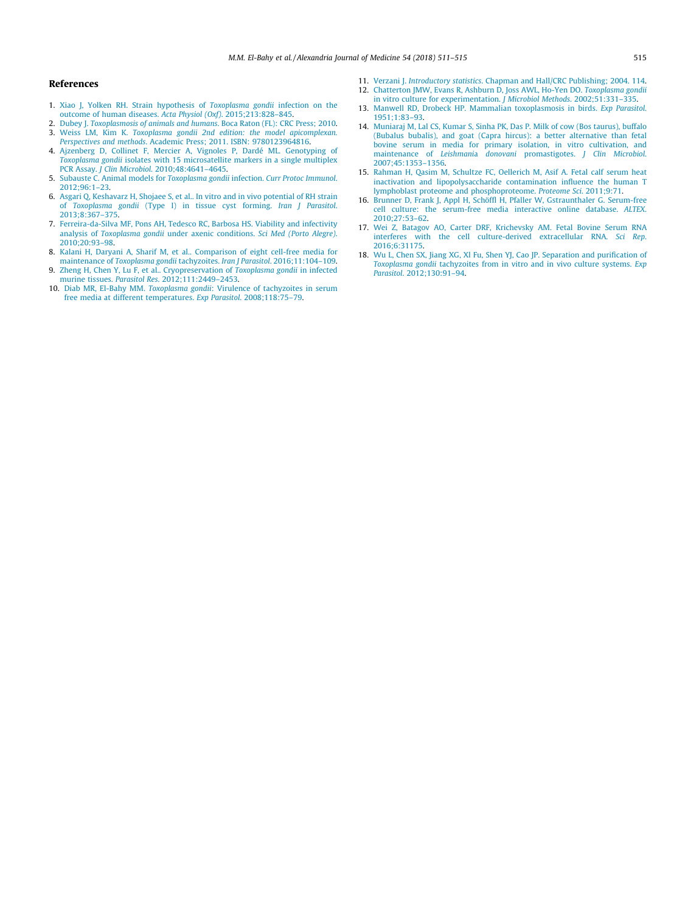## References

1. Xiao J, Yolken RH. Strain hypothesis of *Toxoplasma gondii* infection on the outcome of human diseases. *Acta Physiol (Oxf)*. 2015;213:828–845.
2. Dubey J. *Toxoplasmosis of animals and humans*. Boca Raton (FL): CRC Press; 2010.
3. Weiss LM, Kim K. *Toxoplasma gondii 2nd edition: the model apicomplexan. Perspectives and methods*. Academic Press; 2011. ISBN: 9780123964816.
4. Ajzenberg D, Collinet F, Mercier A, Vignoles P, Dardé ML. Genotyping of *Toxoplasma gondii* isolates with 15 microsatellite markers in a single multiplex PCR Assay. *J Clin Microbiol*. 2010;48:4641–4645.
5. Subauste C. Animal models for *Toxoplasma gondii* infection. *Curr Protoc Immunol*. 2012;96:1–23.
6. Asgari Q, Keshavarz H, Shojaee S, et al.. In vitro and in vivo potential of RH strain of *Toxoplasma gondii* (Type I) in tissue cyst forming. *Iran J Parasitol*. 2013;8:367–375.
7. Ferreira-da-Silva MF, Pons AH, Tedesco RC, Barbosa HS. Viability and infectivity analysis of *Toxoplasma gondii* under axenic conditions. *Sci Med (Porto Alegre)*. 2010;20:93–98.
8. Kalani H, Daryani A, Sharif M, et al.. Comparison of eight cell-free media for maintenance of *Toxoplasma gondii* tachyzoites. *Iran J Parasitol*. 2016;11:104–109.
9. Zheng H, Chen Y, Lu F, et al.. Cryopreservation of *Toxoplasma gondii* in infected murine tissues. *Parasitol Res*. 2012;111:2449–2453.
10. Diab MR, El-Bahy MM. *Toxoplasma gondii*: Virulence of tachyzoites in serum free media at different temperatures. *Exp Parasitol*. 2008;118:75–79.
11. Verzani J. *Introductory statistics*. Chapman and Hall/CRC Publishing; 2004. 114.
12. Chatterton JMW, Evans R, Ashburn D, Joss AWL, Ho-Yen DO. *Toxoplasma gondii* in vitro culture for experimentation. *J Microbiol Methods*. 2002;51:331–335.
13. Manwell RD, Drobeck HP. Mammalian toxoplasmosis in birds. *Exp Parasitol*. 1951;1:83–93.
14. Muniaraj M, Lal CS, Kumar S, Sinha PK, Das P. Milk of cow (Bos taurus), buffalo (Bubalus bubalis), and goat (Capra hircus): a better alternative than fetal bovine serum in media for primary isolation, in vitro cultivation, and maintenance of *Leishmania donovani* promastigotes. *J Clin Microbiol*. 2007;45:1353–1356.
15. Rahman H, Qasim M, Schultze FC, Oellerich M, Asif A. Fetal calf serum heat inactivation and lipopolysaccharide contamination influence the human T lymphoblast proteome and phosphoproteome. *Proteome Sci*. 2011;9:71.
16. Brunner D, Frank J, Appl H, Schöffl H, Pfaller W, Gstraunthaler G. Serum-free cell culture: the serum-free media interactive online database. *ALTEX*. 2010;27:53–62.
17. Wei Z, Batagov AO, Carter DRF, Krichevsky AM. Fetal Bovine Serum RNA interferes with the cell culture-derived extracellular RNA. *Sci Rep*. 2016;6:31175.
18. Wu L, Chen SX, Jiang XG, Xl Fu, Shen YJ, Cao JP. Separation and purification of *Toxoplasma gondii* tachyzoites from in vitro and in vivo culture systems. *Exp Parasitol*. 2012;130:91–94.